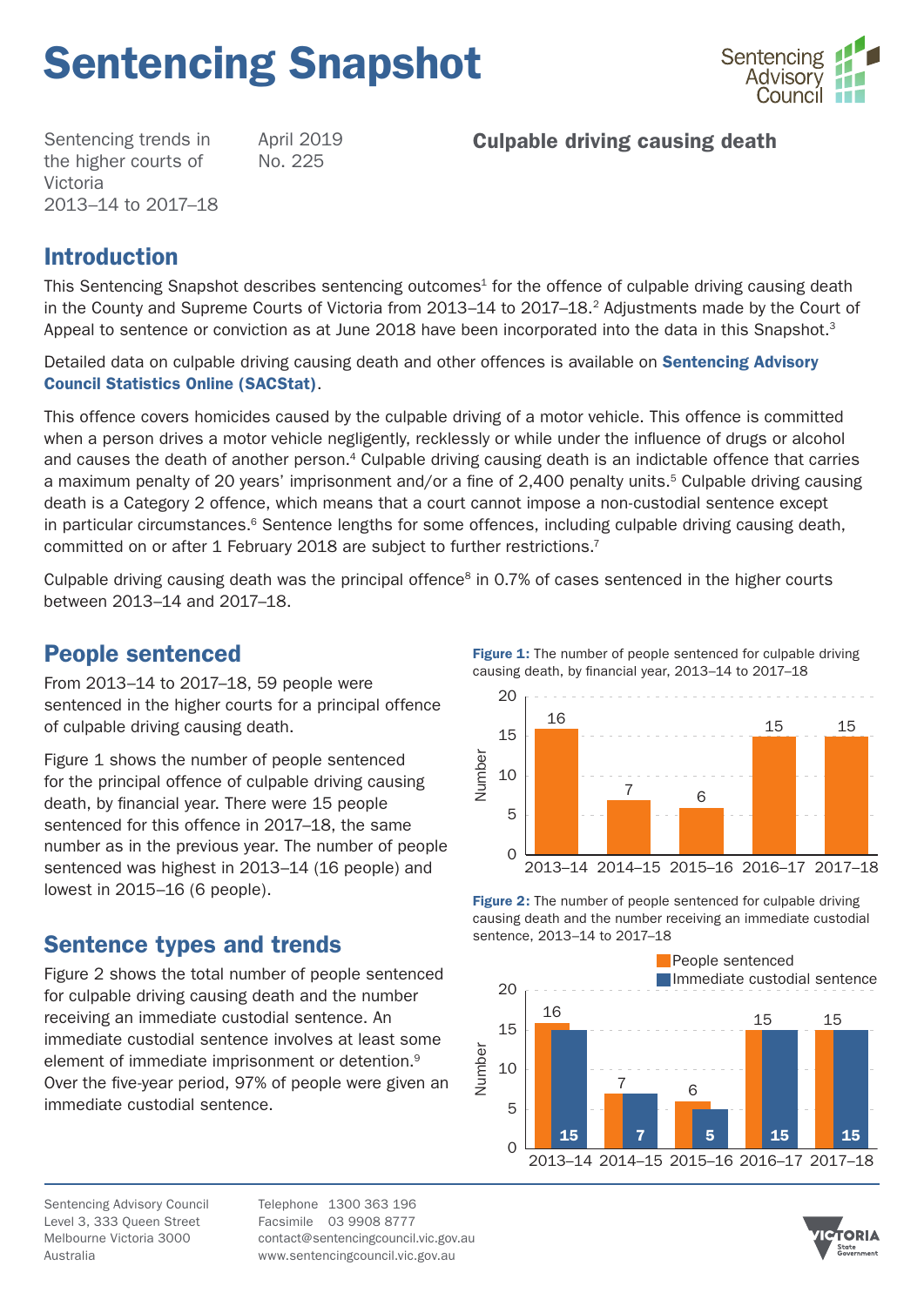# Sentencing Snapshot

Sentencing trends in the higher courts of Victoria 2013–14 to 2017–18

April 2019
No. 225

**Culpable driving causing death**

## Introduction

This Sentencing Snapshot describes sentencing outcomes[1] for the offence of culpable driving causing death in the County and Supreme Courts of Victoria from 2013–14 to 2017–18.[2] Adjustments made by the Court of Appeal to sentence or conviction as at June 2018 have been incorporated into the data in this Snapshot.[3]

Detailed data on culpable driving causing death and other offences is available on **Sentencing Advisory Council Statistics Online (SACStat)**.

This offence covers homicides caused by the culpable driving of a motor vehicle. This offence is committed when a person drives a motor vehicle negligently, recklessly or while under the influence of drugs or alcohol and causes the death of another person.[4] Culpable driving causing death is an indictable offence that carries a maximum penalty of 20 years' imprisonment and/or a fine of 2,400 penalty units.[5] Culpable driving causing death is a Category 2 offence, which means that a court cannot impose a non-custodial sentence except in particular circumstances.[6] Sentence lengths for some offences, including culpable driving causing death, committed on or after 1 February 2018 are subject to further restrictions.[7]

Culpable driving causing death was the principal offence[8] in 0.7% of cases sentenced in the higher courts between 2013–14 and 2017–18.

## People sentenced

From 2013–14 to 2017–18, 59 people were sentenced in the higher courts for a principal offence of culpable driving causing death.

Figure 1 shows the number of people sentenced for the principal offence of culpable driving causing death, by financial year. There were 15 people sentenced for this offence in 2017–18, the same number as in the previous year. The number of people sentenced was highest in 2013–14 (16 people) and lowest in 2015–16 (6 people).

**Figure 1:** The number of people sentenced for culpable driving causing death, by financial year, 2013–14 to 2017–18

| Financial year | Number |
|---|---|
| 2013–14 | 16 |
| 2014–15 | 7 |
| 2015–16 | 6 |
| 2016–17 | 15 |
| 2017–18 | 15 |

## Sentence types and trends

Figure 2 shows the total number of people sentenced for culpable driving causing death and the number receiving an immediate custodial sentence. An immediate custodial sentence involves at least some element of immediate imprisonment or detention.[9] Over the five-year period, 97% of people were given an immediate custodial sentence.

**Figure 2:** The number of people sentenced for culpable driving causing death and the number receiving an immediate custodial sentence, 2013–14 to 2017–18

| Financial year | People sentenced | Immediate custodial sentence |
|---|---|---|
| 2013–14 | 16 | 15 |
| 2014–15 | 7 | 7 |
| 2015–16 | 6 | 5 |
| 2016–17 | 15 | 15 |
| 2017–18 | 15 | 15 |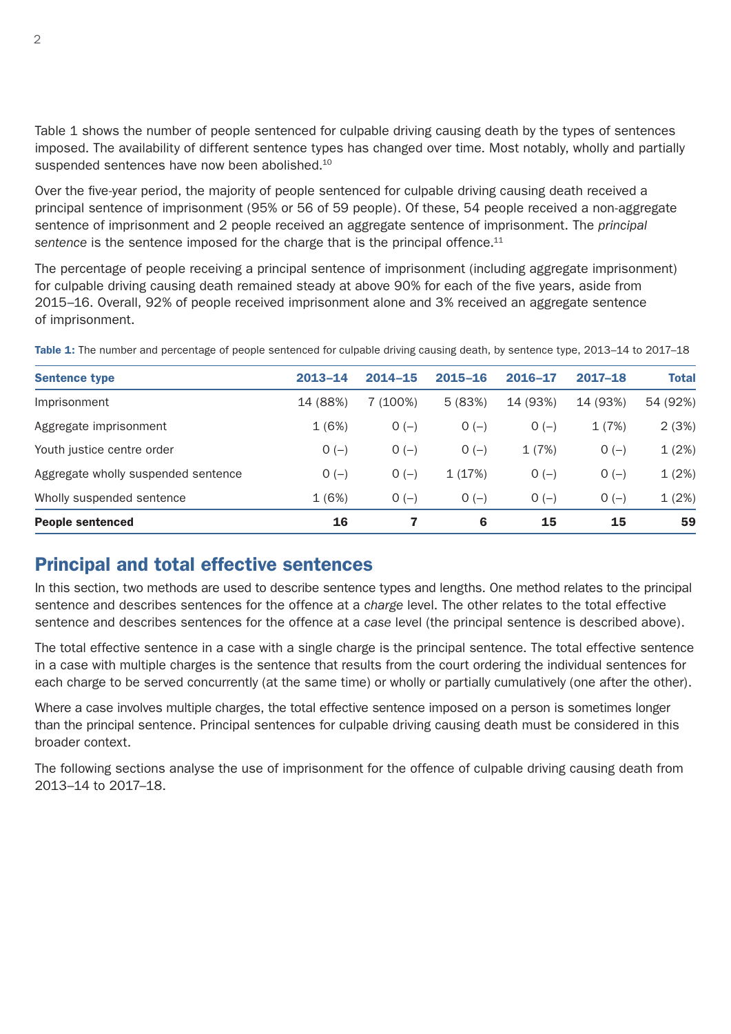Table 1 shows the number of people sentenced for culpable driving causing death by the types of sentences imposed. The availability of different sentence types has changed over time. Most notably, wholly and partially suspended sentences have now been abolished.[10]

Over the five-year period, the majority of people sentenced for culpable driving causing death received a principal sentence of imprisonment (95% or 56 of 59 people). Of these, 54 people received a non-aggregate sentence of imprisonment and 2 people received an aggregate sentence of imprisonment. The *principal sentence* is the sentence imposed for the charge that is the principal offence.[11]

The percentage of people receiving a principal sentence of imprisonment (including aggregate imprisonment) for culpable driving causing death remained steady at above 90% for each of the five years, aside from 2015–16. Overall, 92% of people received imprisonment alone and 3% received an aggregate sentence of imprisonment.

**Table 1:** The number and percentage of people sentenced for culpable driving causing death, by sentence type, 2013–14 to 2017–18

| Sentence type | 2013–14 | 2014–15 | 2015–16 | 2016–17 | 2017–18 | Total |
|---|---|---|---|---|---|---|
| Imprisonment | 14 (88%) | 7 (100%) | 5 (83%) | 14 (93%) | 14 (93%) | 54 (92%) |
| Aggregate imprisonment | 1 (6%) | 0 (–) | 0 (–) | 0 (–) | 1 (7%) | 2 (3%) |
| Youth justice centre order | 0 (–) | 0 (–) | 0 (–) | 1 (7%) | 0 (–) | 1 (2%) |
| Aggregate wholly suspended sentence | 0 (–) | 0 (–) | 1 (17%) | 0 (–) | 0 (–) | 1 (2%) |
| Wholly suspended sentence | 1 (6%) | 0 (–) | 0 (–) | 0 (–) | 0 (–) | 1 (2%) |
| **People sentenced** | **16** | **7** | **6** | **15** | **15** | **59** |

## Principal and total effective sentences

In this section, two methods are used to describe sentence types and lengths. One method relates to the principal sentence and describes sentences for the offence at a *charge* level. The other relates to the total effective sentence and describes sentences for the offence at a *case* level (the principal sentence is described above).

The total effective sentence in a case with a single charge is the principal sentence. The total effective sentence in a case with multiple charges is the sentence that results from the court ordering the individual sentences for each charge to be served concurrently (at the same time) or wholly or partially cumulatively (one after the other).

Where a case involves multiple charges, the total effective sentence imposed on a person is sometimes longer than the principal sentence. Principal sentences for culpable driving causing death must be considered in this broader context.

The following sections analyse the use of imprisonment for the offence of culpable driving causing death from 2013–14 to 2017–18.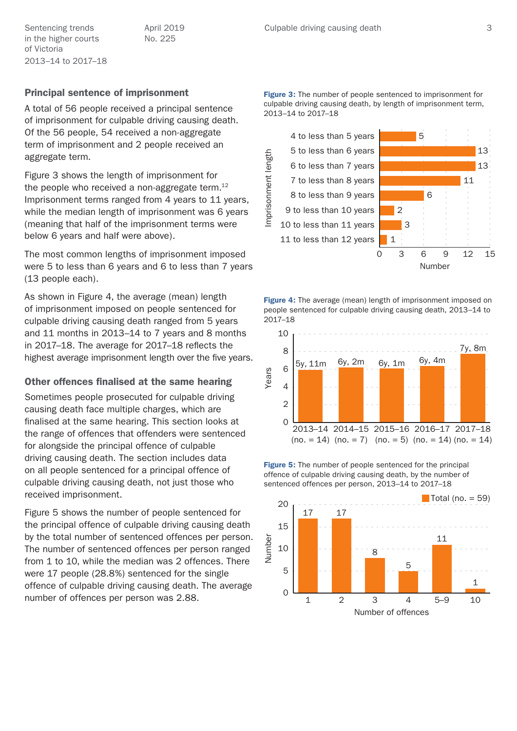## Principal sentence of imprisonment

A total of 56 people received a principal sentence of imprisonment for culpable driving causing death. Of the 56 people, 54 received a non-aggregate term of imprisonment and 2 people received an aggregate term.

Figure 3 shows the length of imprisonment for the people who received a non-aggregate term.[12] Imprisonment terms ranged from 4 years to 11 years, while the median length of imprisonment was 6 years (meaning that half of the imprisonment terms were below 6 years and half were above).

The most common lengths of imprisonment imposed were 5 to less than 6 years and 6 to less than 7 years (13 people each).

As shown in Figure 4, the average (mean) length of imprisonment imposed on people sentenced for culpable driving causing death ranged from 5 years and 11 months in 2013–14 to 7 years and 8 months in 2017–18. The average for 2017–18 reflects the highest average imprisonment length over the five years.

## Other offences finalised at the same hearing

Sometimes people prosecuted for culpable driving causing death face multiple charges, which are finalised at the same hearing. This section looks at the range of offences that offenders were sentenced for alongside the principal offence of culpable driving causing death. The section includes data on all people sentenced for a principal offence of culpable driving causing death, not just those who received imprisonment.

Figure 5 shows the number of people sentenced for the principal offence of culpable driving causing death by the total number of sentenced offences per person. The number of sentenced offences per person ranged from 1 to 10, while the median was 2 offences. There were 17 people (28.8%) sentenced for the single offence of culpable driving causing death. The average number of offences per person was 2.88.

**Figure 3:** The number of people sentenced to imprisonment for culpable driving causing death, by length of imprisonment term, 2013–14 to 2017–18

| Imprisonment length | Number |
|---|---|
| 4 to less than 5 years | 5 |
| 5 to less than 6 years | 13 |
| 6 to less than 7 years | 13 |
| 7 to less than 8 years | 11 |
| 8 to less than 9 years | 6 |
| 9 to less than 10 years | 2 |
| 10 to less than 11 years | 3 |
| 11 to less than 12 years | 1 |

**Figure 4:** The average (mean) length of imprisonment imposed on people sentenced for culpable driving causing death, 2013–14 to 2017–18

| Year | Average length |
|---|---|
| 2013–14 (no. = 14) | 5y, 11m |
| 2014–15 (no. = 7) | 6y, 2m |
| 2015–16 (no. = 5) | 6y, 1m |
| 2016–17 (no. = 14) | 6y, 4m |
| 2017–18 (no. = 14) | 7y, 8m |

**Figure 5:** The number of people sentenced for the principal offence of culpable driving causing death, by the number of sentenced offences per person, 2013–14 to 2017–18

| Number of offences | Total (no. = 59) |
|---|---|
| 1 | 17 |
| 2 | 17 |
| 3 | 8 |
| 4 | 5 |
| 5–9 | 11 |
| 10 | 1 |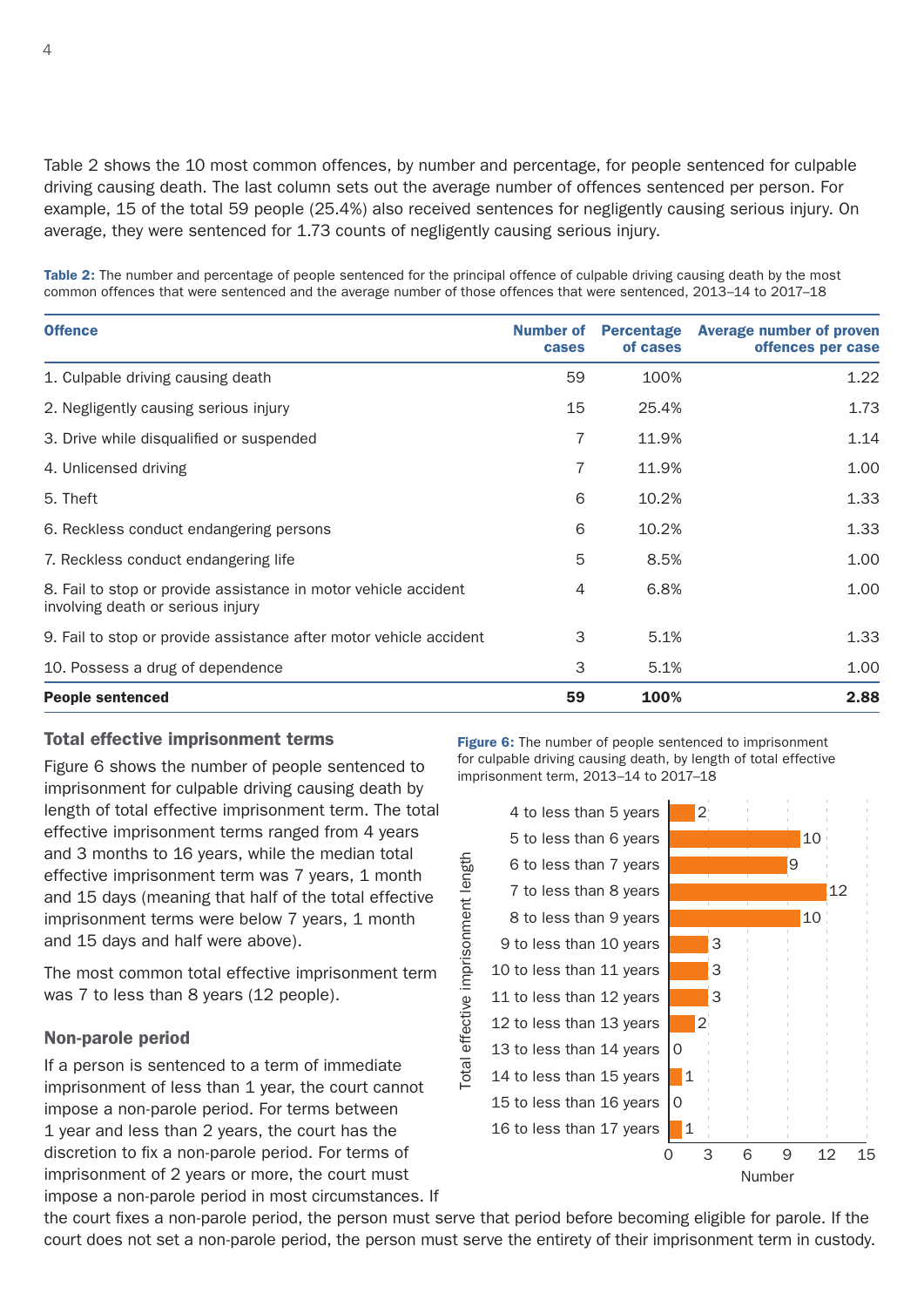Table 2 shows the 10 most common offences, by number and percentage, for people sentenced for culpable driving causing death. The last column sets out the average number of offences sentenced per person. For example, 15 of the total 59 people (25.4%) also received sentences for negligently causing serious injury. On average, they were sentenced for 1.73 counts of negligently causing serious injury.

**Table 2:** The number and percentage of people sentenced for the principal offence of culpable driving causing death by the most common offences that were sentenced and the average number of those offences that were sentenced, 2013–14 to 2017–18

| Offence | Number of cases | Percentage of cases | Average number of proven offences per case |
|---|---|---|---|
| 1. Culpable driving causing death | 59 | 100% | 1.22 |
| 2. Negligently causing serious injury | 15 | 25.4% | 1.73 |
| 3. Drive while disqualified or suspended | 7 | 11.9% | 1.14 |
| 4. Unlicensed driving | 7 | 11.9% | 1.00 |
| 5. Theft | 6 | 10.2% | 1.33 |
| 6. Reckless conduct endangering persons | 6 | 10.2% | 1.33 |
| 7. Reckless conduct endangering life | 5 | 8.5% | 1.00 |
| 8. Fail to stop or provide assistance in motor vehicle accident involving death or serious injury | 4 | 6.8% | 1.00 |
| 9. Fail to stop or provide assistance after motor vehicle accident | 3 | 5.1% | 1.33 |
| 10. Possess a drug of dependence | 3 | 5.1% | 1.00 |
| **People sentenced** | **59** | **100%** | **2.88** |

## Total effective imprisonment terms

Figure 6 shows the number of people sentenced to imprisonment for culpable driving causing death by length of total effective imprisonment term. The total effective imprisonment terms ranged from 4 years and 3 months to 16 years, while the median total effective imprisonment term was 7 years, 1 month and 15 days (meaning that half of the total effective imprisonment terms were below 7 years, 1 month and 15 days and half were above).

The most common total effective imprisonment term was 7 to less than 8 years (12 people).

**Figure 6:** The number of people sentenced to imprisonment for culpable driving causing death, by length of total effective imprisonment term, 2013–14 to 2017–18

| Total effective imprisonment length | Number |
|---|---|
| 4 to less than 5 years | 2 |
| 5 to less than 6 years | 10 |
| 6 to less than 7 years | 9 |
| 7 to less than 8 years | 12 |
| 8 to less than 9 years | 10 |
| 9 to less than 10 years | 3 |
| 10 to less than 11 years | 3 |
| 11 to less than 12 years | 3 |
| 12 to less than 13 years | 2 |
| 13 to less than 14 years | 0 |
| 14 to less than 15 years | 1 |
| 15 to less than 16 years | 0 |
| 16 to less than 17 years | 1 |

## Non-parole period

If a person is sentenced to a term of immediate imprisonment of less than 1 year, the court cannot impose a non-parole period. For terms between 1 year and less than 2 years, the court has the discretion to fix a non-parole period. For terms of imprisonment of 2 years or more, the court must impose a non-parole period in most circumstances. If the court fixes a non-parole period, the person must serve that period before becoming eligible for parole. If the court does not set a non-parole period, the person must serve the entirety of their imprisonment term in custody.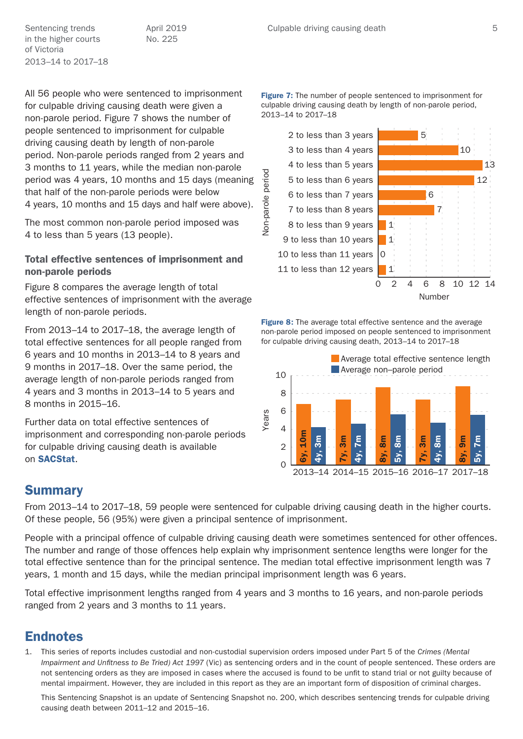All 56 people who were sentenced to imprisonment for culpable driving causing death were given a non-parole period. Figure 7 shows the number of people sentenced to imprisonment for culpable driving causing death by length of non-parole period. Non-parole periods ranged from 2 years and 3 months to 11 years, while the median non-parole period was 4 years, 10 months and 15 days (meaning that half of the non-parole periods were below 4 years, 10 months and 15 days and half were above).

The most common non-parole period imposed was 4 to less than 5 years (13 people).

**Figure 7:** The number of people sentenced to imprisonment for culpable driving causing death by length of non-parole period, 2013–14 to 2017–18

| Non-parole period | Number |
|---|---|
| 2 to less than 3 years | 5 |
| 3 to less than 4 years | 10 |
| 4 to less than 5 years | 13 |
| 5 to less than 6 years | 12 |
| 6 to less than 7 years | 6 |
| 7 to less than 8 years | 7 |
| 8 to less than 9 years | 1 |
| 9 to less than 10 years | 1 |
| 10 to less than 11 years | 0 |
| 11 to less than 12 years | 1 |

### Total effective sentences of imprisonment and non-parole periods

Figure 8 compares the average length of total effective sentences of imprisonment with the average length of non-parole periods.

From 2013–14 to 2017–18, the average length of total effective sentences for all people ranged from 6 years and 10 months in 2013–14 to 8 years and 9 months in 2017–18. Over the same period, the average length of non-parole periods ranged from 4 years and 3 months in 2013–14 to 5 years and 8 months in 2015–16.

Further data on total effective sentences of imprisonment and corresponding non-parole periods for culpable driving causing death is available on **SACStat**.

**Figure 8:** The average total effective sentence and the average non-parole period imposed on people sentenced to imprisonment for culpable driving causing death, 2013–14 to 2017–18

| Year | Average total effective sentence length | Average non–parole period |
|---|---|---|
| 2013–14 | 6y, 10m | 4y, 3m |
| 2014–15 | 7y, 3m | 4y, 7m |
| 2015–16 | 8y, 8m | 5y, 8m |
| 2016–17 | 7y, 3m | 4y, 8m |
| 2017–18 | 8y, 9m | 5y, 7m |

## Summary

From 2013–14 to 2017–18, 59 people were sentenced for culpable driving causing death in the higher courts. Of these people, 56 (95%) were given a principal sentence of imprisonment.

People with a principal offence of culpable driving causing death were sometimes sentenced for other offences. The number and range of those offences help explain why imprisonment sentence lengths were longer for the total effective sentence than for the principal sentence. The median total effective imprisonment length was 7 years, 1 month and 15 days, while the median principal imprisonment length was 6 years.

Total effective imprisonment lengths ranged from 4 years and 3 months to 16 years, and non-parole periods ranged from 2 years and 3 months to 11 years.

## Endnotes

1. This series of reports includes custodial and non-custodial supervision orders imposed under Part 5 of the *Crimes (Mental Impairment and Unfitness to Be Tried) Act 1997* (Vic) as sentencing orders and in the count of people sentenced. These orders are not sentencing orders as they are imposed in cases where the accused is found to be unfit to stand trial or not guilty because of mental impairment. However, they are included in this report as they are an important form of disposition of criminal charges.

   This Sentencing Snapshot is an update of Sentencing Snapshot no. 200, which describes sentencing trends for culpable driving causing death between 2011–12 and 2015–16.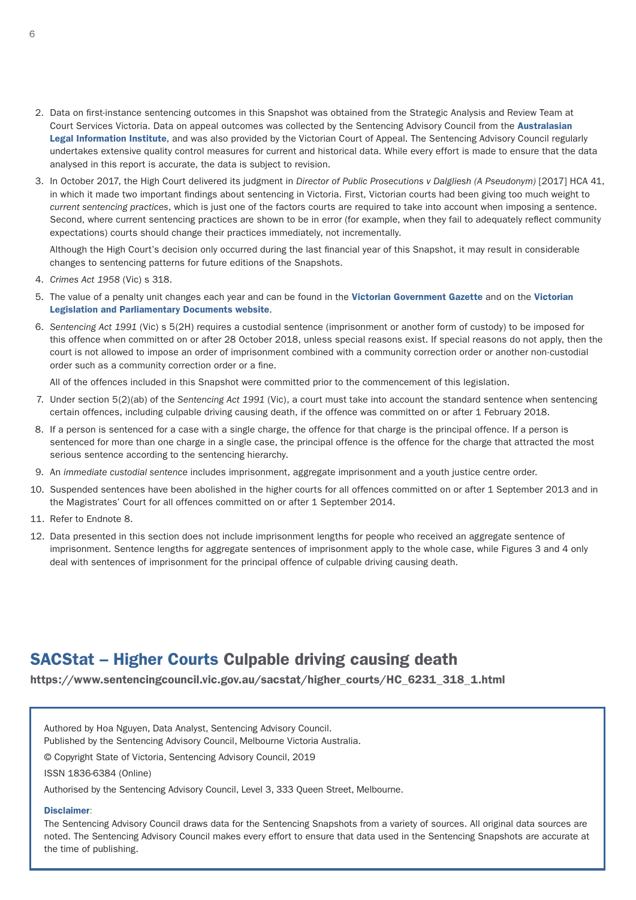2. Data on first-instance sentencing outcomes in this Snapshot was obtained from the Strategic Analysis and Review Team at Court Services Victoria. Data on appeal outcomes was collected by the Sentencing Advisory Council from the **Australasian Legal Information Institute**, and was also provided by the Victorian Court of Appeal. The Sentencing Advisory Council regularly undertakes extensive quality control measures for current and historical data. While every effort is made to ensure that the data analysed in this report is accurate, the data is subject to revision.

3. In October 2017, the High Court delivered its judgment in *Director of Public Prosecutions v Dalgliesh (A Pseudonym)* [2017] HCA 41, in which it made two important findings about sentencing in Victoria. First, Victorian courts had been giving too much weight to *current sentencing practices*, which is just one of the factors courts are required to take into account when imposing a sentence. Second, where current sentencing practices are shown to be in error (for example, when they fail to adequately reflect community expectations) courts should change their practices immediately, not incrementally.

   Although the High Court's decision only occurred during the last financial year of this Snapshot, it may result in considerable changes to sentencing patterns for future editions of the Snapshots.

4. *Crimes Act 1958* (Vic) s 318.

5. The value of a penalty unit changes each year and can be found in the **Victorian Government Gazette** and on the **Victorian Legislation and Parliamentary Documents website**.

6. *Sentencing Act 1991* (Vic) s 5(2H) requires a custodial sentence (imprisonment or another form of custody) to be imposed for this offence when committed on or after 28 October 2018, unless special reasons exist. If special reasons do not apply, then the court is not allowed to impose an order of imprisonment combined with a community correction order or another non-custodial order such as a community correction order or a fine.

   All of the offences included in this Snapshot were committed prior to the commencement of this legislation.

7. Under section 5(2)(ab) of the *Sentencing Act 1991* (Vic), a court must take into account the standard sentence when sentencing certain offences, including culpable driving causing death, if the offence was committed on or after 1 February 2018.

8. If a person is sentenced for a case with a single charge, the offence for that charge is the principal offence. If a person is sentenced for more than one charge in a single case, the principal offence is the offence for the charge that attracted the most serious sentence according to the sentencing hierarchy.

9. An *immediate custodial sentence* includes imprisonment, aggregate imprisonment and a youth justice centre order.

10. Suspended sentences have been abolished in the higher courts for all offences committed on or after 1 September 2013 and in the Magistrates' Court for all offences committed on or after 1 September 2014.

11. Refer to Endnote 8.

12. Data presented in this section does not include imprisonment lengths for people who received an aggregate sentence of imprisonment. Sentence lengths for aggregate sentences of imprisonment apply to the whole case, while Figures 3 and 4 only deal with sentences of imprisonment for the principal offence of culpable driving causing death.

## SACStat – Higher Courts Culpable driving causing death

**https://www.sentencingcouncil.vic.gov.au/sacstat/higher_courts/HC_6231_318_1.html**

Authored by Hoa Nguyen, Data Analyst, Sentencing Advisory Council.
Published by the Sentencing Advisory Council, Melbourne Victoria Australia.

© Copyright State of Victoria, Sentencing Advisory Council, 2019

ISSN 1836-6384 (Online)

Authorised by the Sentencing Advisory Council, Level 3, 333 Queen Street, Melbourne.

**Disclaimer**:
The Sentencing Advisory Council draws data for the Sentencing Snapshots from a variety of sources. All original data sources are noted. The Sentencing Advisory Council makes every effort to ensure that data used in the Sentencing Snapshots are accurate at the time of publishing.